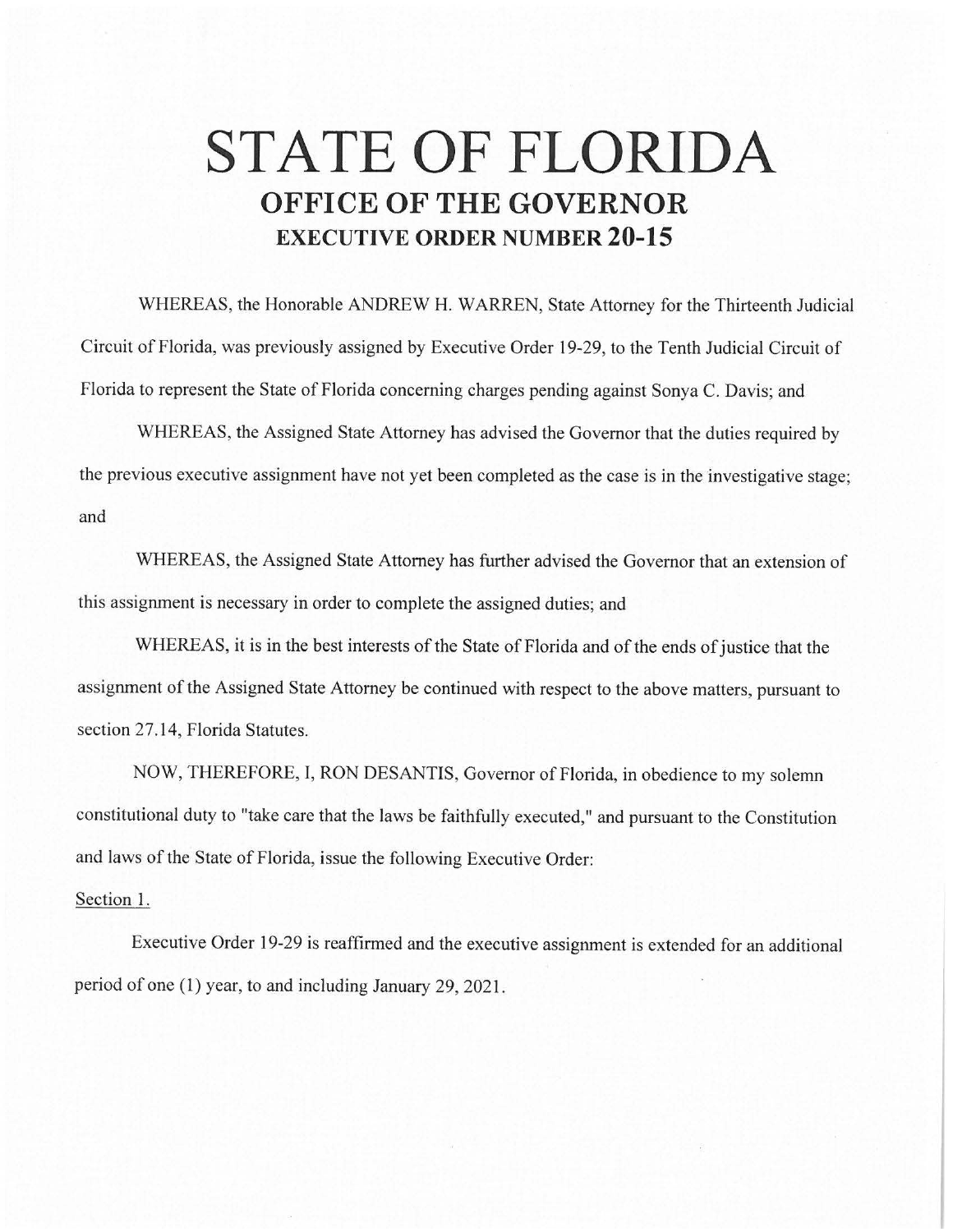# STATE OF FLORIDA

## OFFICE OF THE GOVERNOR

### EXECUTIVE ORDER NUMBER 20-15

WHEREAS, the Honorable ANDREW H. WARREN, State Attorney for the Thirteenth Judicial Circuit of Florida, was previously assigned by Executive Order 19-29, to the Tenth Judicial Circuit of Florida to represent the State of Florida concerning charges pending against Sonya C. Davis; and

WHEREAS, the Assigned State Attorney has advised the Governor that the duties required by the previous executive assignment have not yet been completed as the case is in the investigative stage; and

WHEREAS, the Assigned State Attorney has further advised the Governor that an extension of this assignment is necessary in order to complete the assigned duties; and

WHEREAS, it is in the best interests of the State of Florida and of the ends of justice that the assignment of the Assigned State Attorney be continued with respect to the above matters, pursuant to section 27.14, Florida Statutes.

NOW, THEREFORE, I, RON DESANTIS, Governor of Florida, in obedience to my solemn constitutional duty to "take care that the laws be faithfully executed," and pursuant to the Constitution and laws of the State of Florida, issue the following Executive Order:

Section 1.

Executive Order 19-29 is reaffirmed and the executive assignment is extended for an additional period of one (1) year, to and including January 29, 2021.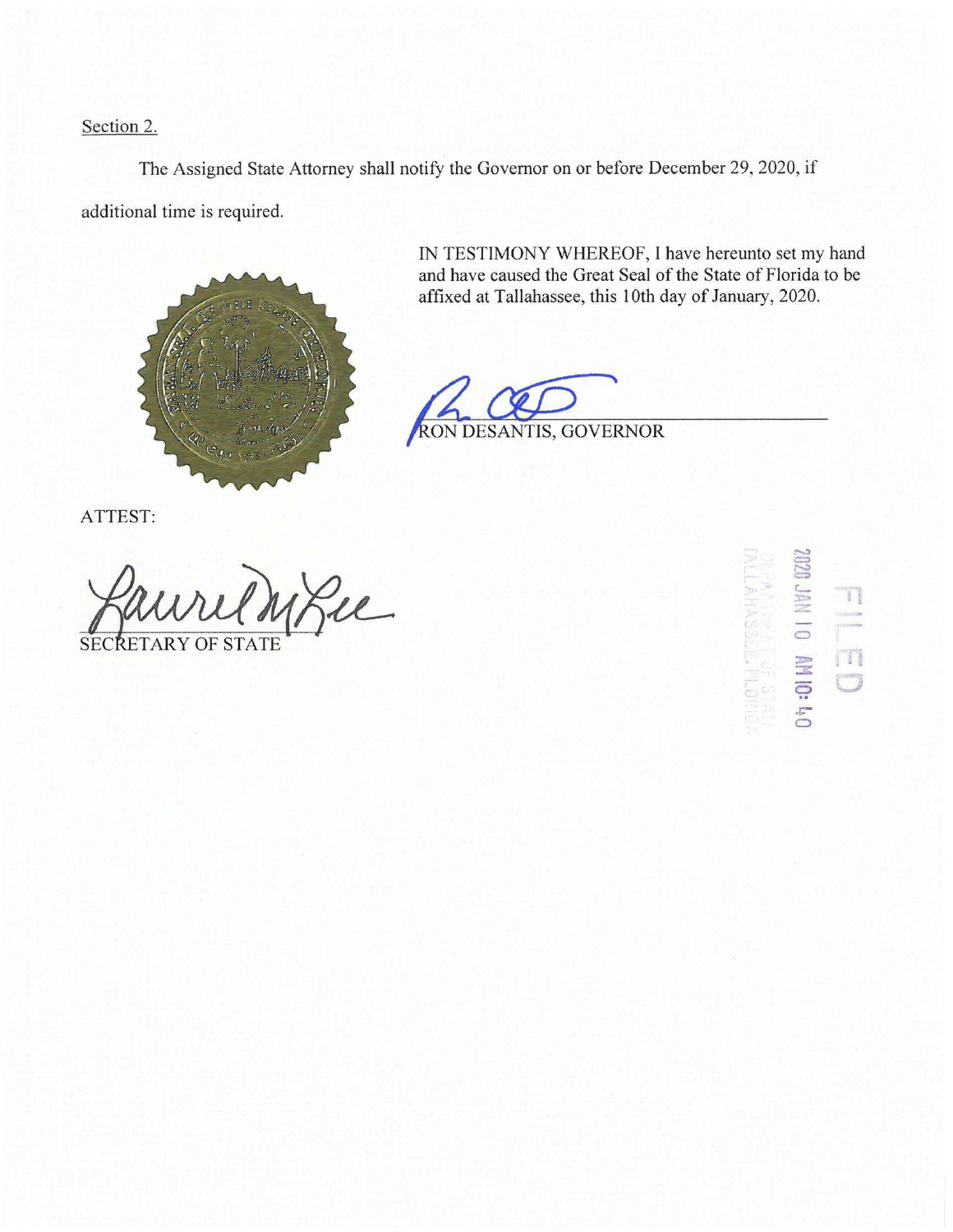Section 2.

The Assigned State Attorney shall notify the Governor on or before December 29, 2020, if additional time is required.

IN TESTIMONY WHEREOF, I have hereunto set my hand and have caused the Great Seal of the State of Florida to be affixed at Tallahassee, this 10th day of January, 2020.

RON DESANTIS, GOVERNOR

ATTEST:

SECRETARY OF STATE

FILED

2020 JAN 10 AM 10:40

DEPARTMENT OF STATE
TALLAHASSEE, FLORIDA